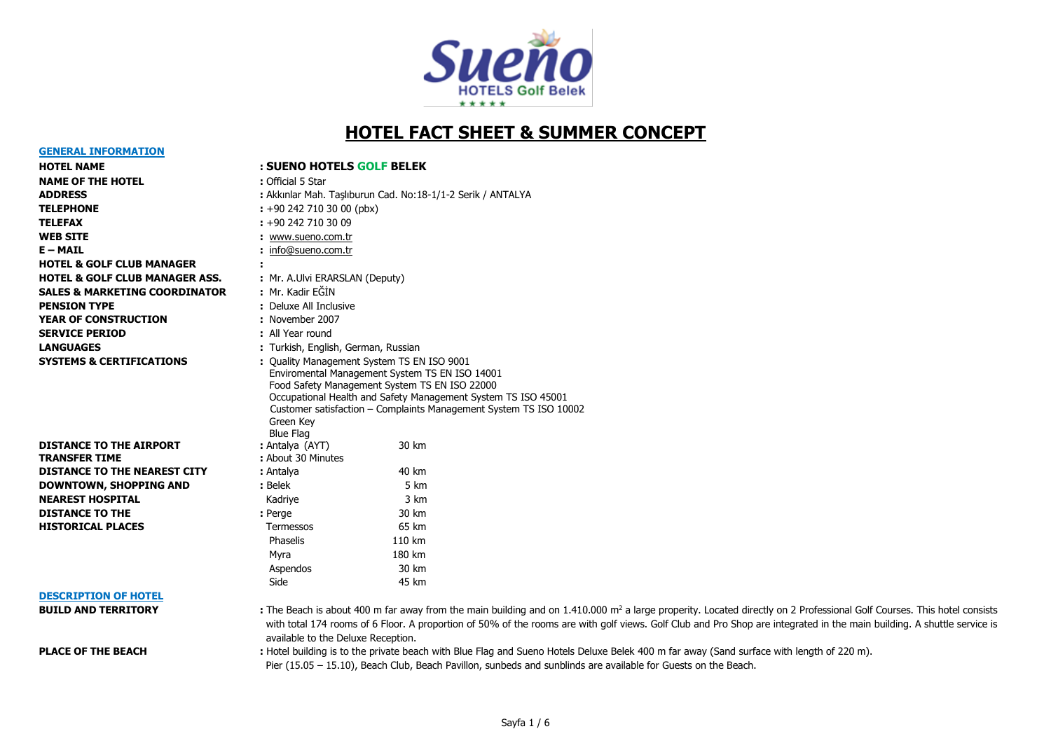# HOTEL FACT SHEET & SUMMER CONCEPT

## GENERAL INFORMATION

| | |
|---|---|
| **HOTEL NAME** | : **SUENO HOTELS GOLF BELEK** |
| **NAME OF THE HOTEL** | : Official 5 Star |
| **ADDRESS** | : Akkınlar Mah. Taşlıburun Cad. No:18-1/1-2 Serik / ANTALYA |
| **TELEPHONE** | : +90 242 710 30 00 (pbx) |
| **TELEFAX** | : +90 242 710 30 09 |
| **WEB SITE** | : www.sueno.com.tr |
| **E – MAIL** | : info@sueno.com.tr |
| **HOTEL & GOLF CLUB MANAGER** | : |
| **HOTEL & GOLF CLUB MANAGER ASS.** | : Mr. A.Ulvi ERARSLAN (Deputy) |
| **SALES & MARKETING COORDINATOR** | : Mr. Kadir EĞİN |
| **PENSION TYPE** | : Deluxe All Inclusive |
| **YEAR OF CONSTRUCTION** | : November 2007 |
| **SERVICE PERIOD** | : All Year round |
| **LANGUAGES** | : Turkish, English, German, Russian |
| **SYSTEMS & CERTIFICATIONS** | : Quality Management System TS EN ISO 9001<br>Enviromental Management System TS EN ISO 14001<br>Food Safety Management System TS EN ISO 22000<br>Occupational Health and Safety Management System TS ISO 45001<br>Customer satisfaction – Complaints Management System TS ISO 10002<br>Green Key<br>Blue Flag |

| | | |
|---|---|---|
| **DISTANCE TO THE AIRPORT** | : Antalya (AYT) | 30 km |
| **TRANSFER TIME** | : About 30 Minutes | |
| **DISTANCE TO THE NEAREST CITY** | : Antalya | 40 km |
| **DOWNTOWN, SHOPPING AND** | : Belek | 5 km |
| **NEAREST HOSPITAL** | Kadriye | 3 km |
| **DISTANCE TO THE HISTORICAL PLACES** | : Perge | 30 km |
| | Termessos | 65 km |
| | Phaselis | 110 km |
| | Myra | 180 km |
| | Aspendos | 30 km |
| | Side | 45 km |

## DESCRIPTION OF HOTEL

**BUILD AND TERRITORY** : The Beach is about 400 m far away from the main building and on 1.410.000 m² a large properity. Located directly on 2 Professional Golf Courses. This hotel consists with total 174 rooms of 6 Floor. A proportion of 50% of the rooms are with golf views. Golf Club and Pro Shop are integrated in the main building. A shuttle service is available to the Deluxe Reception.

**PLACE OF THE BEACH** : Hotel building is to the private beach with Blue Flag and Sueno Hotels Deluxe Belek 400 m far away (Sand surface with length of 220 m). Pier (15.05 – 15.10), Beach Club, Beach Pavillon, sunbeds and sunblinds are available for Guests on the Beach.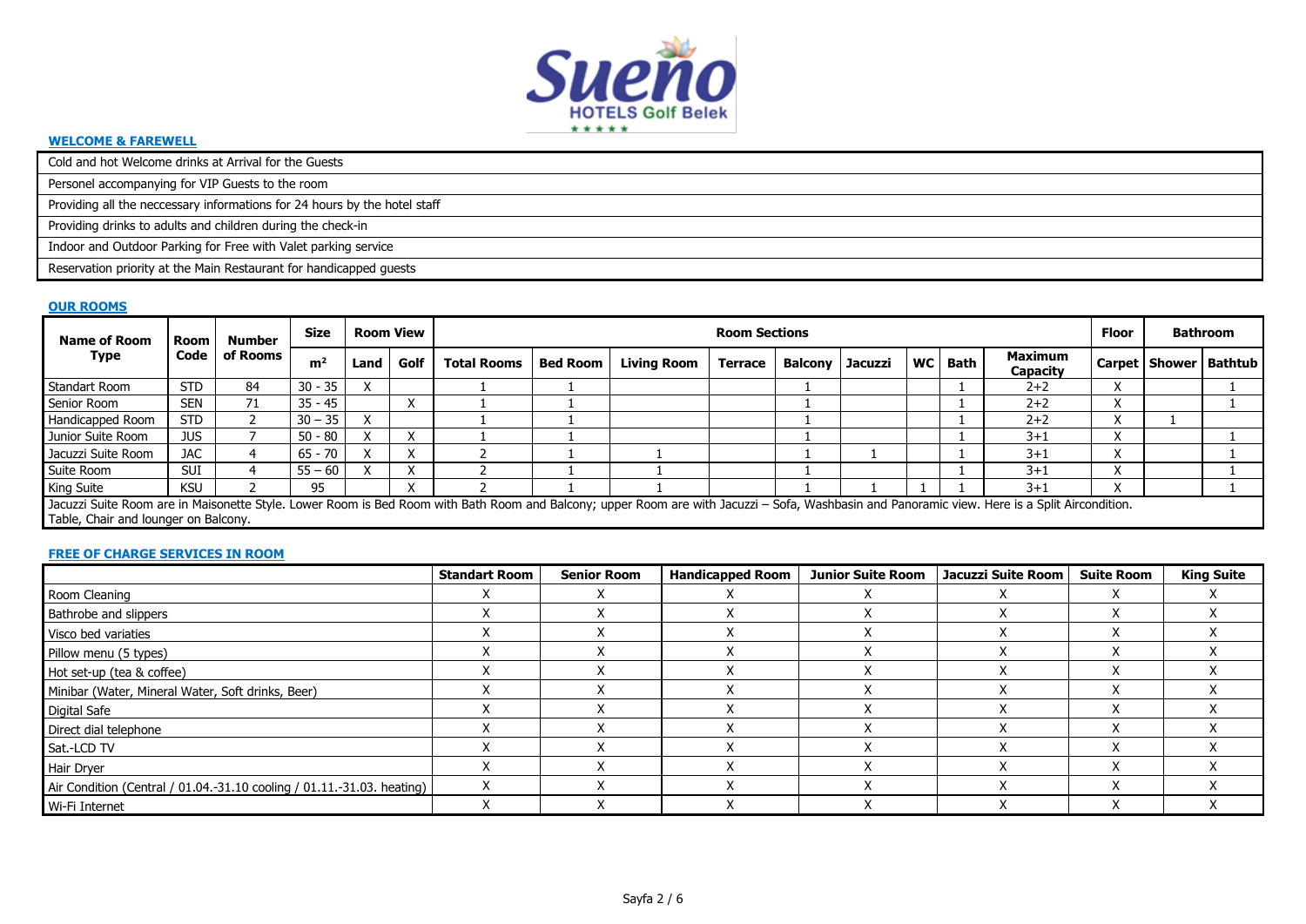**[WELCOME & FAREWELL](#)**

| |
|---|
| Cold and hot Welcome drinks at Arrival for the Guests |
| Personel accompanying for VIP Guests to the room |
| Providing all the neccessary informations for 24 hours by the hotel staff |
| Providing drinks to adults and children during the check-in |
| Indoor and Outdoor Parking for Free with Valet parking service |
| Reservation priority at the Main Restaurant for handicapped guests |

**[OUR ROOMS](#)**

| Name of Room Type | Room Code | Number of Rooms | Size | Room View | | Room Sections | | | | | | | | | Floor | Bathroom | |
|---|---|---|---|---|---|---|---|---|---|---|---|---|---|---|---|---|---|
| | | | m² | Land | Golf | Total Rooms | Bed Room | Living Room | Terrace | Balcony | Jacuzzi | WC | Bath | Maximum Capacity | Carpet | Shower | Bathtub |
| Standart Room | STD | 84 | 30 - 35 | X | | 1 | 1 | | | 1 | | | 1 | 2+2 | X | | 1 |
| Senior Room | SEN | 71 | 35 - 45 | | X | 1 | 1 | | | 1 | | | 1 | 2+2 | X | | 1 |
| Handicapped Room | STD | 2 | 30 – 35 | X | | 1 | 1 | | | 1 | | | 1 | 2+2 | X | 1 | |
| Junior Suite Room | JUS | 7 | 50 - 80 | X | X | 1 | 1 | | | 1 | | | 1 | 3+1 | X | | 1 |
| Jacuzzi Suite Room | JAC | 4 | 65 - 70 | X | X | 2 | 1 | 1 | | 1 | 1 | | 1 | 3+1 | X | | 1 |
| Suite Room | SUI | 4 | 55 – 60 | X | X | 2 | 1 | 1 | | 1 | | | 1 | 3+1 | X | | 1 |
| King Suite | KSU | 2 | 95 | | X | 2 | 1 | 1 | | 1 | 1 | 1 | 1 | 3+1 | X | | 1 |

Jacuzzi Suite Room are in Maisonette Style. Lower Room is Bed Room with Bath Room and Balcony; upper Room are with Jacuzzi – Sofa, Washbasin and Panoramic view. Here is a Split Aircondition. Table, Chair and lounger on Balcony.

**[FREE OF CHARGE SERVICES IN ROOM](#)**

| | Standart Room | Senior Room | Handicapped Room | Junior Suite Room | Jacuzzi Suite Room | Suite Room | King Suite |
|---|---|---|---|---|---|---|---|
| Room Cleaning | X | X | X | X | X | X | X |
| Bathrobe and slippers | X | X | X | X | X | X | X |
| Visco bed variaties | X | X | X | X | X | X | X |
| Pillow menu (5 types) | X | X | X | X | X | X | X |
| Hot set-up (tea & coffee) | X | X | X | X | X | X | X |
| Minibar (Water, Mineral Water, Soft drinks, Beer) | X | X | X | X | X | X | X |
| Digital Safe | X | X | X | X | X | X | X |
| Direct dial telephone | X | X | X | X | X | X | X |
| Sat.-LCD TV | X | X | X | X | X | X | X |
| Hair Dryer | X | X | X | X | X | X | X |
| Air Condition (Central / 01.04.-31.10 cooling / 01.11.-31.03. heating) | X | X | X | X | X | X | X |
| Wi-Fi Internet | X | X | X | X | X | X | X |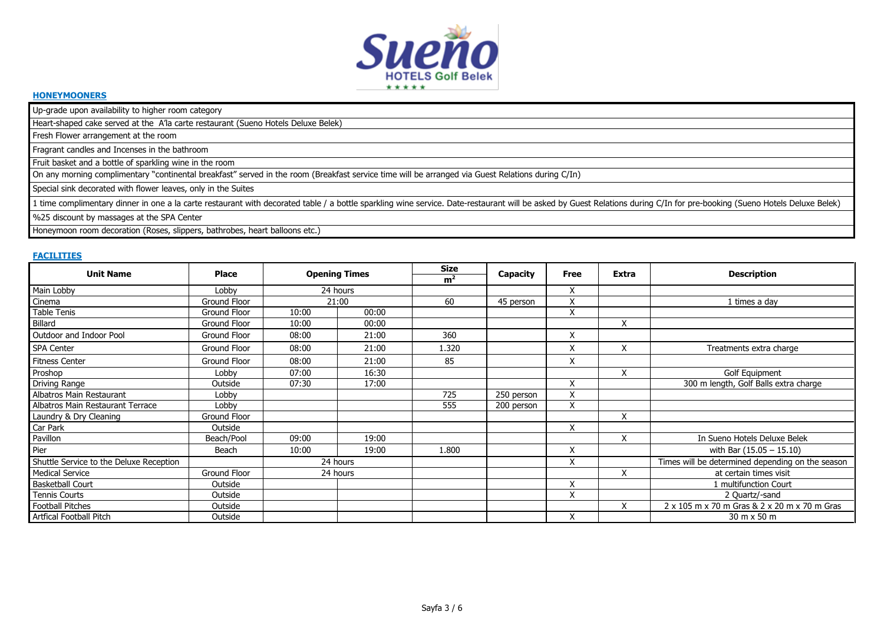## HONEYMOONERS

| |
|---|
| Up-grade upon availability to higher room category |
| Heart-shaped cake served at the A'la carte restaurant (Sueno Hotels Deluxe Belek) |
| Fresh Flower arrangement at the room |
| Fragrant candles and Incenses in the bathroom |
| Fruit basket and a bottle of sparkling wine in the room |
| On any morning complimentary "continental breakfast" served in the room (Breakfast service time will be arranged via Guest Relations during C/In) |
| Special sink decorated with flower leaves, only in the Suites |
| 1 time complimentary dinner in one a la carte restaurant with decorated table / a bottle sparkling wine service. Date-restaurant will be asked by Guest Relations during C/In for pre-booking (Sueno Hotels Deluxe Belek) |
| %25 discount by massages at the SPA Center |
| Honeymoon room decoration (Roses, slippers, bathrobes, heart balloons etc.) |

## FACILITIES

| Unit Name | Place | Opening Times | | Size $m^2$ | Capacity | Free | Extra | Description |
|---|---|---|---|---|---|---|---|---|
| Main Lobby | Lobby | 24 hours | | | | X | | |
| Cinema | Ground Floor | 21:00 | | 60 | 45 person | X | | 1 times a day |
| Table Tenis | Ground Floor | 10:00 | 00:00 | | | X | | |
| Billard | Ground Floor | 10:00 | 00:00 | | | | X | |
| Outdoor and Indoor Pool | Ground Floor | 08:00 | 21:00 | 360 | | X | | |
| SPA Center | Ground Floor | 08:00 | 21:00 | 1.320 | | X | X | Treatments extra charge |
| Fitness Center | Ground Floor | 08:00 | 21:00 | 85 | | X | | |
| Proshop | Lobby | 07:00 | 16:30 | | | | X | Golf Equipment |
| Driving Range | Outside | 07:30 | 17:00 | | | X | | 300 m length, Golf Balls extra charge |
| Albatros Main Restaurant | Lobby | | | 725 | 250 person | X | | |
| Albatros Main Restaurant Terrace | Lobby | | | 555 | 200 person | X | | |
| Laundry & Dry Cleaning | Ground Floor | | | | | | X | |
| Car Park | Outside | | | | | X | | |
| Pavillon | Beach/Pool | 09:00 | 19:00 | | | | X | In Sueno Hotels Deluxe Belek |
| Pier | Beach | 10:00 | 19:00 | 1.800 | | X | | with Bar (15.05 – 15.10) |
| Shuttle Service to the Deluxe Reception | | 24 hours | | | | X | | Times will be determined depending on the season |
| Medical Service | Ground Floor | 24 hours | | | | | X | at certain times visit |
| Basketball Court | Outside | | | | | X | | 1 multifunction Court |
| Tennis Courts | Outside | | | | | X | | 2 Quartz/-sand |
| Football Pitches | Outside | | | | | | X | 2 x 105 m x 70 m Gras & 2 x 20 m x 70 m Gras |
| Artfical Football Pitch | Outside | | | | | X | | 30 m x 50 m |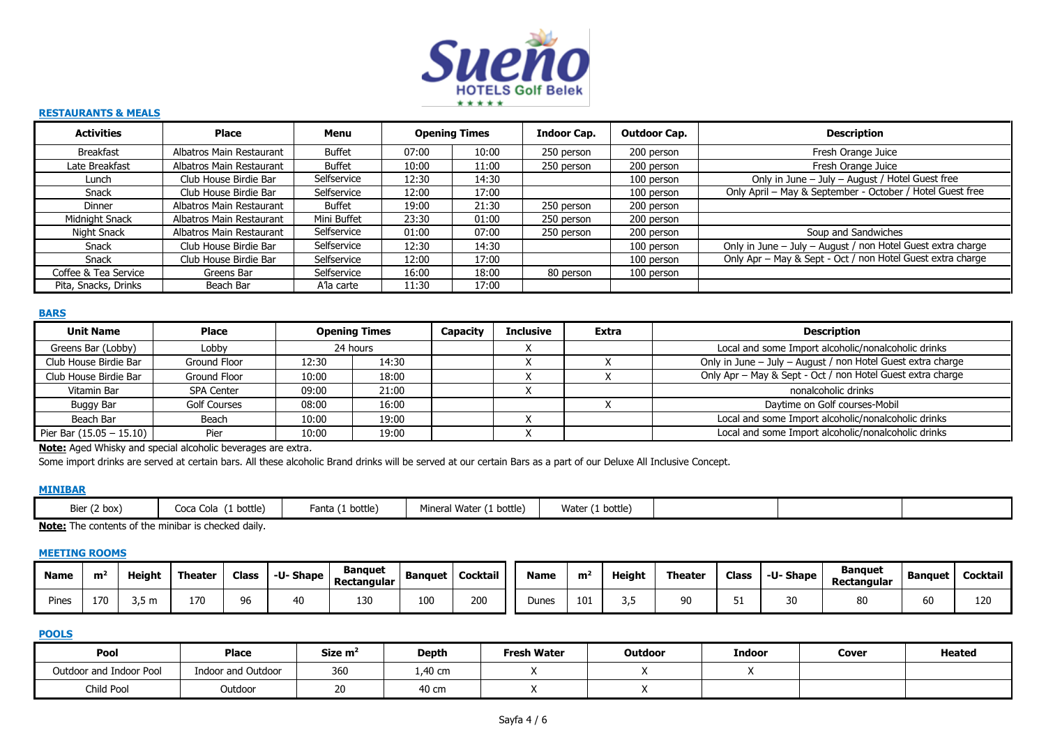Sueno HOTELS Golf Belek ★★★★★

## RESTAURANTS & MEALS

| Activities | Place | Menu | Opening Times | | Indoor Cap. | Outdoor Cap. | Description |
|---|---|---|---|---|---|---|---|
| Breakfast | Albatros Main Restaurant | Buffet | 07:00 | 10:00 | 250 person | 200 person | Fresh Orange Juice |
| Late Breakfast | Albatros Main Restaurant | Buffet | 10:00 | 11:00 | 250 person | 200 person | Fresh Orange Juice |
| Lunch | Club House Birdie Bar | Selfservice | 12:30 | 14:30 | | 100 person | Only in June – July – August / Hotel Guest free |
| Snack | Club House Birdie Bar | Selfservice | 12:00 | 17:00 | | 100 person | Only April – May & September - October / Hotel Guest free |
| Dinner | Albatros Main Restaurant | Buffet | 19:00 | 21:30 | 250 person | 200 person | |
| Midnight Snack | Albatros Main Restaurant | Mini Buffet | 23:30 | 01:00 | 250 person | 200 person | |
| Night Snack | Albatros Main Restaurant | Selfservice | 01:00 | 07:00 | 250 person | 200 person | Soup and Sandwiches |
| Snack | Club House Birdie Bar | Selfservice | 12:30 | 14:30 | | 100 person | Only in June – July – August / non Hotel Guest extra charge |
| Snack | Club House Birdie Bar | Selfservice | 12:00 | 17:00 | | 100 person | Only Apr – May & Sept - Oct / non Hotel Guest extra charge |
| Coffee & Tea Service | Greens Bar | Selfservice | 16:00 | 18:00 | 80 person | 100 person | |
| Pita, Snacks, Drinks | Beach Bar | A'la carte | 11:30 | 17:00 | | | |

## BARS

| Unit Name | Place | Opening Times | | Capacity | Inclusive | Extra | Description |
|---|---|---|---|---|---|---|---|
| Greens Bar (Lobby) | Lobby | 24 hours | | | X | | Local and some Import alcoholic/nonalcoholic drinks |
| Club House Birdie Bar | Ground Floor | 12:30 | 14:30 | | X | X | Only in June – July – August / non Hotel Guest extra charge |
| Club House Birdie Bar | Ground Floor | 10:00 | 18:00 | | X | X | Only Apr – May & Sept - Oct / non Hotel Guest extra charge |
| Vitamin Bar | SPA Center | 09:00 | 21:00 | | X | | nonalcoholic drinks |
| Buggy Bar | Golf Courses | 08:00 | 16:00 | | | X | Daytime on Golf courses-Mobil |
| Beach Bar | Beach | 10:00 | 19:00 | | X | | Local and some Import alcoholic/nonalcoholic drinks |
| Pier Bar (15.05 – 15.10) | Pier | 10:00 | 19:00 | | X | | Local and some Import alcoholic/nonalcoholic drinks |

**Note:** Aged Whisky and special alcoholic beverages are extra.

Some import drinks are served at certain bars. All these alcoholic Brand drinks will be served at our certain Bars as a part of our Deluxe All Inclusive Concept.

## MINIBAR

| Bier (2 box) | Coca Cola (1 bottle) | Fanta (1 bottle) | Mineral Water (1 bottle) | Water (1 bottle) | | | |
|---|---|---|---|---|---|---|---|

**Note:** The contents of the minibar is checked daily.

## MEETING ROOMS

| Name | m² | Height | Theater | Class | -U- Shape | Banquet Rectangular | Banquet | Cocktail |
|---|---|---|---|---|---|---|---|---|
| Pines | 170 | 3,5 m | 170 | 96 | 40 | 130 | 100 | 200 |
| Dunes | 101 | 3,5 | 90 | 51 | 30 | 80 | 60 | 120 |

## POOLS

| Pool | Place | Size m² | Depth | Fresh Water | Outdoor | Indoor | Cover | Heated |
|---|---|---|---|---|---|---|---|---|
| Outdoor and Indoor Pool | Indoor and Outdoor | 360 | 1,40 cm | X | X | X | | |
| Child Pool | Outdoor | 20 | 40 cm | X | X | | | |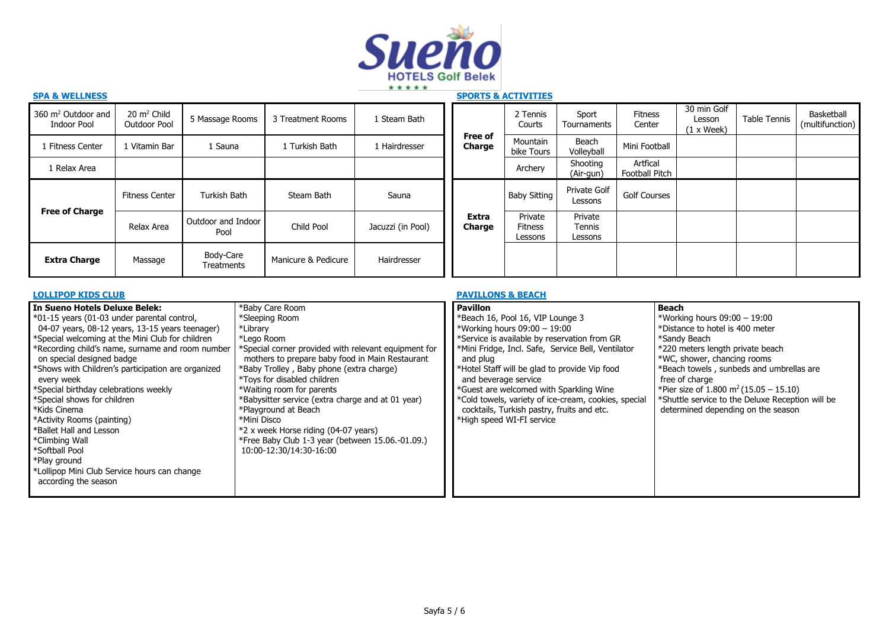# Sueno HOTELS Golf Belek

## SPA & WELLNESS

| 360 $m^2$ Outdoor and Indoor Pool | 20 $m^2$ Child Outdoor Pool | 5 Massage Rooms | 3 Treatment Rooms | 1 Steam Bath |
|---|---|---|---|---|
| 1 Fitness Center | 1 Vitamin Bar | 1 Sauna | 1 Turkish Bath | 1 Hairdresser |
| 1 Relax Area | | | | |
| **Free of Charge** | Fitness Center | Turkish Bath | Steam Bath | Sauna |
| | Relax Area | Outdoor and Indoor Pool | Child Pool | Jacuzzi (in Pool) |
| **Extra Charge** | Massage | Body-Care Treatments | Manicure & Pedicure | Hairdresser |

## SPORTS & ACTIVITIES

| | | | | | | |
|---|---|---|---|---|---|---|
| **Free of Charge** | 2 Tennis Courts | Sport Tournaments | Fitness Center | 30 min Golf Lesson (1 x Week) | Table Tennis | Basketball (multifunction) |
| | Mountain bike Tours | Beach Volleyball | Mini Football | | | |
| | Archery | Shooting (Air-gun) | Artfical Football Pitch | | | |
| **Extra Charge** | Baby Sitting | Private Golf Lessons | Golf Courses | | | |
| | Private Fitness Lessons | Private Tennis Lessons | | | | |
| | | | | | | |

## LOLLIPOP KIDS CLUB

**In Sueno Hotels Deluxe Belek:**

*01-15 years (01-03 under parental control, 04-07 years, 08-12 years, 13-15 years teenager)
*Special welcoming at the Mini Club for children
*Recording child's name, surname and room number on special designed badge
*Shows with Children's participation are organized every week
*Special birthday celebrations weekly
*Special shows for children
*Kids Cinema
*Activity Rooms (painting)
*Ballet Hall and Lesson
*Climbing Wall
*Softball Pool
*Play ground
*Lollipop Mini Club Service hours can change according the season

*Baby Care Room
*Sleeping Room
*Library
*Lego Room
*Special corner provided with relevant equipment for mothers to prepare baby food in Main Restaurant
*Baby Trolley , Baby phone (extra charge)
*Toys for disabled children
*Waiting room for parents
*Babysitter service (extra charge and at 01 year)
*Playground at Beach
*Mini Disco
*2 x week Horse riding (04-07 years)
*Free Baby Club 1-3 year (between 15.06.-01.09.) 10:00-12:30/14:30-16:00

## PAVILLONS & BEACH

**Pavillon**

*Beach 16, Pool 16, VIP Lounge 3
*Working hours 09:00 – 19:00
*Service is available by reservation from GR
*Mini Fridge, Incl. Safe, Service Bell, Ventilator and plug
*Hotel Staff will be glad to provide Vip food and beverage service
*Guest are welcomed with Sparkling Wine
*Cold towels, variety of ice-cream, cookies, special cocktails, Turkish pastry, fruits and etc.
*High speed WI-FI service

**Beach**

*Working hours 09:00 – 19:00
*Distance to hotel is 400 meter
*Sandy Beach
*220 meters length private beach
*WC, shower, chancing rooms
*Beach towels , sunbeds and umbrellas are free of charge
*Pier size of 1.800 $m^2$ (15.05 – 15.10)
*Shuttle service to the Deluxe Reception will be determined depending on the season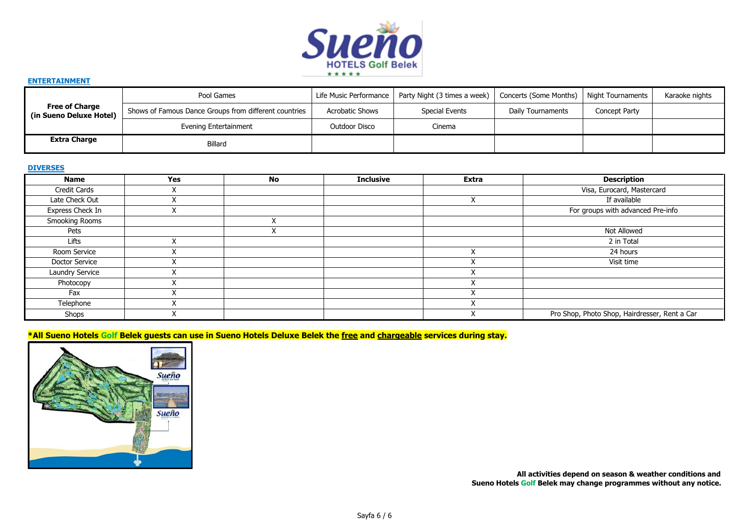**ENTERTAINMENT**

| | | | | | | |
|---|---|---|---|---|---|---|
| **Free of Charge (in Sueno Deluxe Hotel)** | Pool Games | Life Music Performance | Party Night (3 times a week) | Concerts (Some Months) | Night Tournaments | Karaoke nights |
| | Shows of Famous Dance Groups from different countries | Acrobatic Shows | Special Events | Daily Tournaments | Concept Party | |
| | Evening Entertainment | Outdoor Disco | Cinema | | | |
| **Extra Charge** | Billard | | | | | |

**DIVERSES**

| Name | Yes | No | Inclusive | Extra | Description |
|---|---|---|---|---|---|
| Credit Cards | X | | | | Visa, Eurocard, Mastercard |
| Late Check Out | X | | | X | If available |
| Express Check In | X | | | | For groups with advanced Pre-info |
| Smooking Rooms | | X | | | |
| Pets | | X | | | Not Allowed |
| Lifts | X | | | | 2 in Total |
| Room Service | X | | | X | 24 hours |
| Doctor Service | X | | | X | Visit time |
| Laundry Service | X | | | X | |
| Photocopy | X | | | X | |
| Fax | X | | | X | |
| Telephone | X | | | X | |
| Shops | X | | | X | Pro Shop, Photo Shop, Hairdresser, Rent a Car |

***All Sueno Hotels Golf Belek guests can use in Sueno Hotels Deluxe Belek the free and chargeable services during stay.**

**All activities depend on season & weather conditions and Sueno Hotels Golf Belek may change programmes without any notice.**